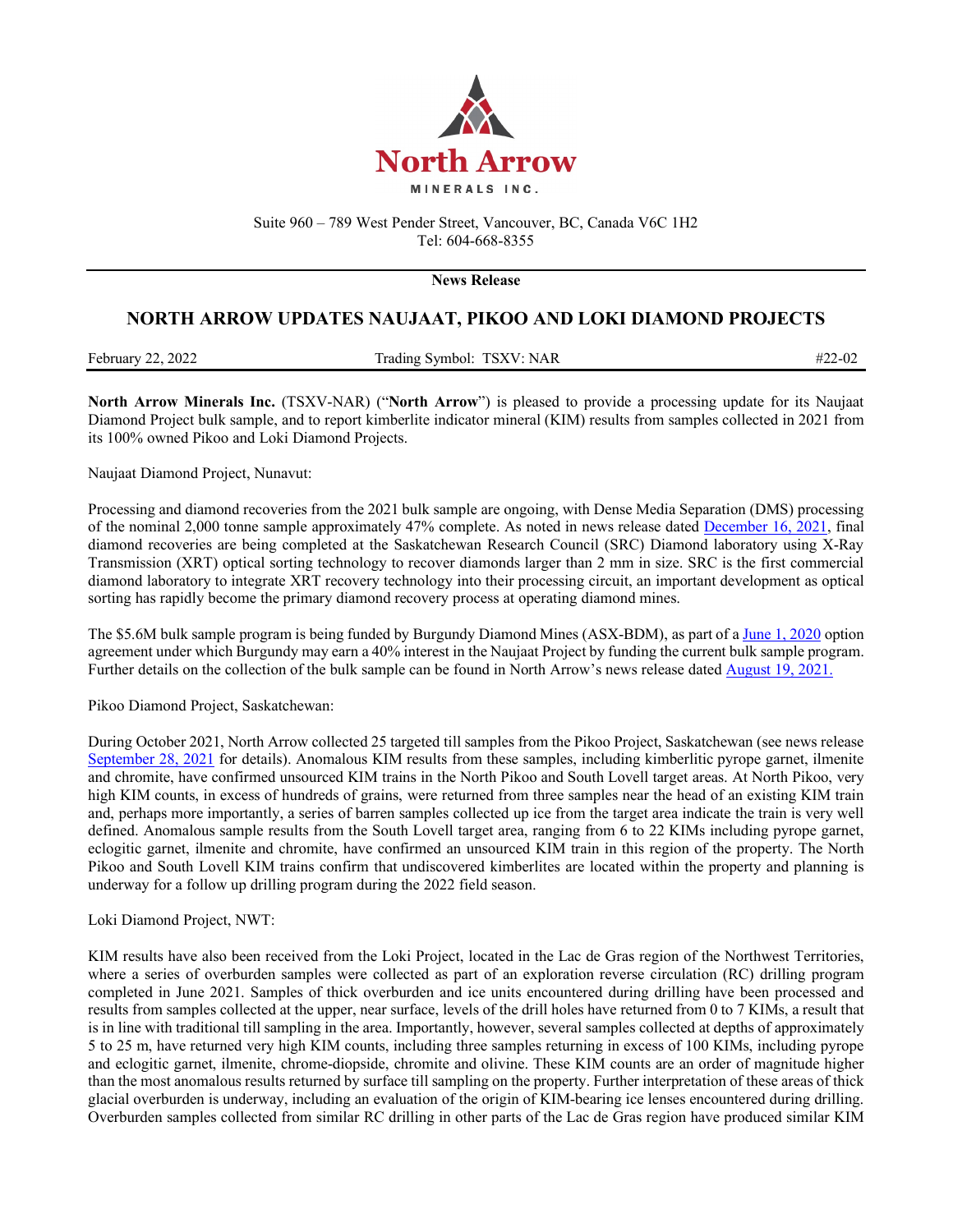**North Arrow**

MINERALS INC.

Suite 960 – 789 West Pender Street, Vancouver, BC, Canada V6C 1H2
Tel: 604-668-8355

**News Release**

# NORTH ARROW UPDATES NAUJAAT, PIKOO AND LOKI DIAMOND PROJECTS

February 22, 2022 — Trading Symbol: TSXV: NAR — #22-02

**North Arrow Minerals Inc.** (TSXV-NAR) ("**North Arrow**") is pleased to provide a processing update for its Naujaat Diamond Project bulk sample, and to report kimberlite indicator mineral (KIM) results from samples collected in 2021 from its 100% owned Pikoo and Loki Diamond Projects.

Naujaat Diamond Project, Nunavut:

Processing and diamond recoveries from the 2021 bulk sample are ongoing, with Dense Media Separation (DMS) processing of the nominal 2,000 tonne sample approximately 47% complete. As noted in news release dated December 16, 2021, final diamond recoveries are being completed at the Saskatchewan Research Council (SRC) Diamond laboratory using X-Ray Transmission (XRT) optical sorting technology to recover diamonds larger than 2 mm in size. SRC is the first commercial diamond laboratory to integrate XRT recovery technology into their processing circuit, an important development as optical sorting has rapidly become the primary diamond recovery process at operating diamond mines.

The $5.6M bulk sample program is being funded by Burgundy Diamond Mines (ASX-BDM), as part of a June 1, 2020 option agreement under which Burgundy may earn a 40% interest in the Naujaat Project by funding the current bulk sample program. Further details on the collection of the bulk sample can be found in North Arrow's news release dated August 19, 2021.

Pikoo Diamond Project, Saskatchewan:

During October 2021, North Arrow collected 25 targeted till samples from the Pikoo Project, Saskatchewan (see news release September 28, 2021 for details). Anomalous KIM results from these samples, including kimberlitic pyrope garnet, ilmenite and chromite, have confirmed unsourced KIM trains in the North Pikoo and South Lovell target areas. At North Pikoo, very high KIM counts, in excess of hundreds of grains, were returned from three samples near the head of an existing KIM train and, perhaps more importantly, a series of barren samples collected up ice from the target area indicate the train is very well defined. Anomalous sample results from the South Lovell target area, ranging from 6 to 22 KIMs including pyrope garnet, eclogitic garnet, ilmenite and chromite, have confirmed an unsourced KIM train in this region of the property. The North Pikoo and South Lovell KIM trains confirm that undiscovered kimberlites are located within the property and planning is underway for a follow up drilling program during the 2022 field season.

Loki Diamond Project, NWT:

KIM results have also been received from the Loki Project, located in the Lac de Gras region of the Northwest Territories, where a series of overburden samples were collected as part of an exploration reverse circulation (RC) drilling program completed in June 2021. Samples of thick overburden and ice units encountered during drilling have been processed and results from samples collected at the upper, near surface, levels of the drill holes have returned from 0 to 7 KIMs, a result that is in line with traditional till sampling in the area. Importantly, however, several samples collected at depths of approximately 5 to 25 m, have returned very high KIM counts, including three samples returning in excess of 100 KIMs, including pyrope and eclogitic garnet, ilmenite, chrome-diopside, chromite and olivine. These KIM counts are an order of magnitude higher than the most anomalous results returned by surface till sampling on the property. Further interpretation of these areas of thick glacial overburden is underway, including an evaluation of the origin of KIM-bearing ice lenses encountered during drilling. Overburden samples collected from similar RC drilling in other parts of the Lac de Gras region have produced similar KIM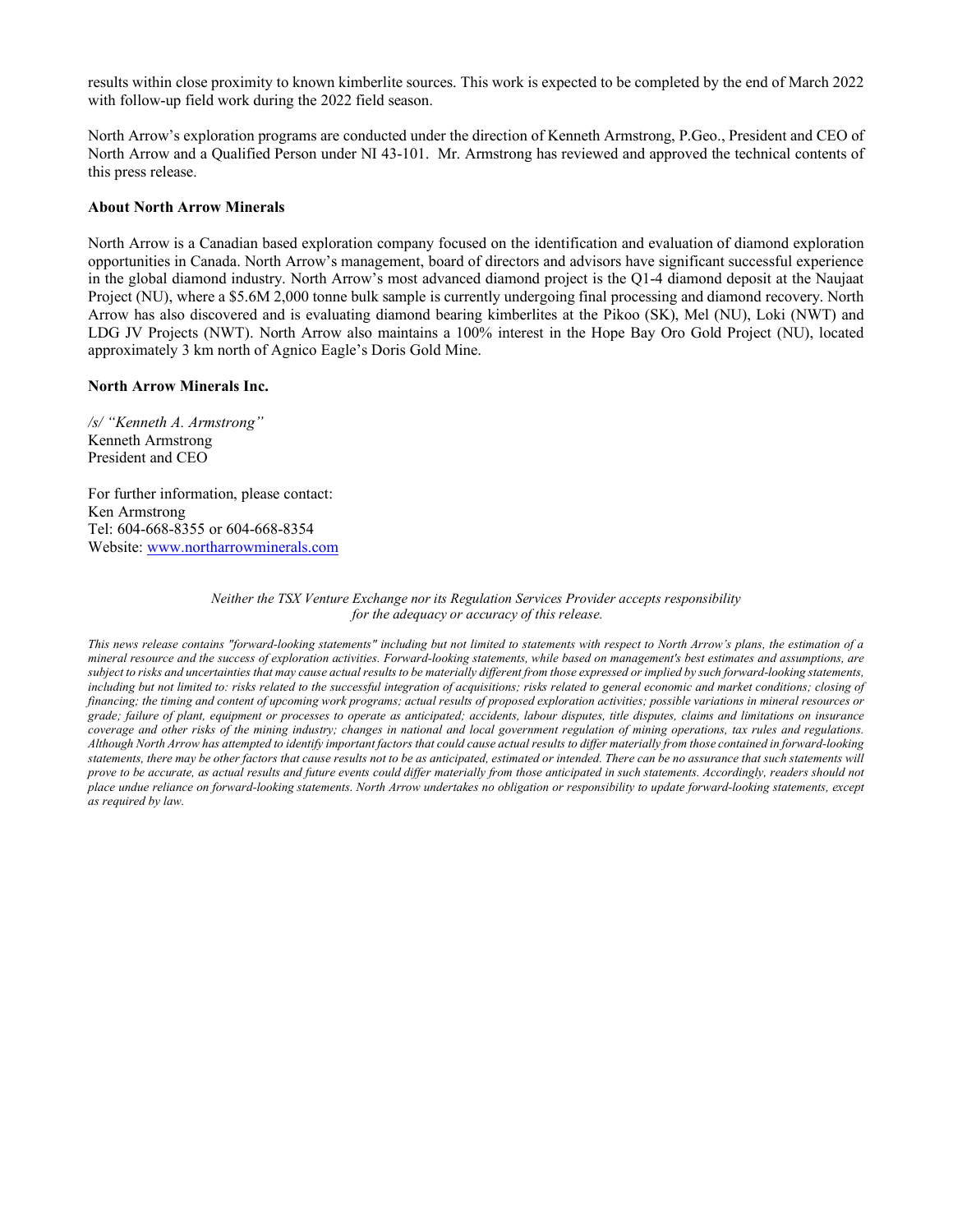results within close proximity to known kimberlite sources. This work is expected to be completed by the end of March 2022 with follow-up field work during the 2022 field season.

North Arrow's exploration programs are conducted under the direction of Kenneth Armstrong, P.Geo., President and CEO of North Arrow and a Qualified Person under NI 43-101. Mr. Armstrong has reviewed and approved the technical contents of this press release.

**About North Arrow Minerals**

North Arrow is a Canadian based exploration company focused on the identification and evaluation of diamond exploration opportunities in Canada. North Arrow's management, board of directors and advisors have significant successful experience in the global diamond industry. North Arrow's most advanced diamond project is the Q1-4 diamond deposit at the Naujaat Project (NU), where a $5.6M 2,000 tonne bulk sample is currently undergoing final processing and diamond recovery. North Arrow has also discovered and is evaluating diamond bearing kimberlites at the Pikoo (SK), Mel (NU), Loki (NWT) and LDG JV Projects (NWT). North Arrow also maintains a 100% interest in the Hope Bay Oro Gold Project (NU), located approximately 3 km north of Agnico Eagle's Doris Gold Mine.

**North Arrow Minerals Inc.**

*/s/ "Kenneth A. Armstrong"*
Kenneth Armstrong
President and CEO

For further information, please contact:
Ken Armstrong
Tel: 604-668-8355 or 604-668-8354
Website: www.northarrowminerals.com

*Neither the TSX Venture Exchange nor its Regulation Services Provider accepts responsibility for the adequacy or accuracy of this release.*

*This news release contains "forward-looking statements" including but not limited to statements with respect to North Arrow's plans, the estimation of a mineral resource and the success of exploration activities. Forward-looking statements, while based on management's best estimates and assumptions, are subject to risks and uncertainties that may cause actual results to be materially different from those expressed or implied by such forward-looking statements, including but not limited to: risks related to the successful integration of acquisitions; risks related to general economic and market conditions; closing of financing; the timing and content of upcoming work programs; actual results of proposed exploration activities; possible variations in mineral resources or grade; failure of plant, equipment or processes to operate as anticipated; accidents, labour disputes, title disputes, claims and limitations on insurance coverage and other risks of the mining industry; changes in national and local government regulation of mining operations, tax rules and regulations. Although North Arrow has attempted to identify important factors that could cause actual results to differ materially from those contained in forward-looking statements, there may be other factors that cause results not to be as anticipated, estimated or intended. There can be no assurance that such statements will prove to be accurate, as actual results and future events could differ materially from those anticipated in such statements. Accordingly, readers should not place undue reliance on forward-looking statements. North Arrow undertakes no obligation or responsibility to update forward-looking statements, except as required by law.*